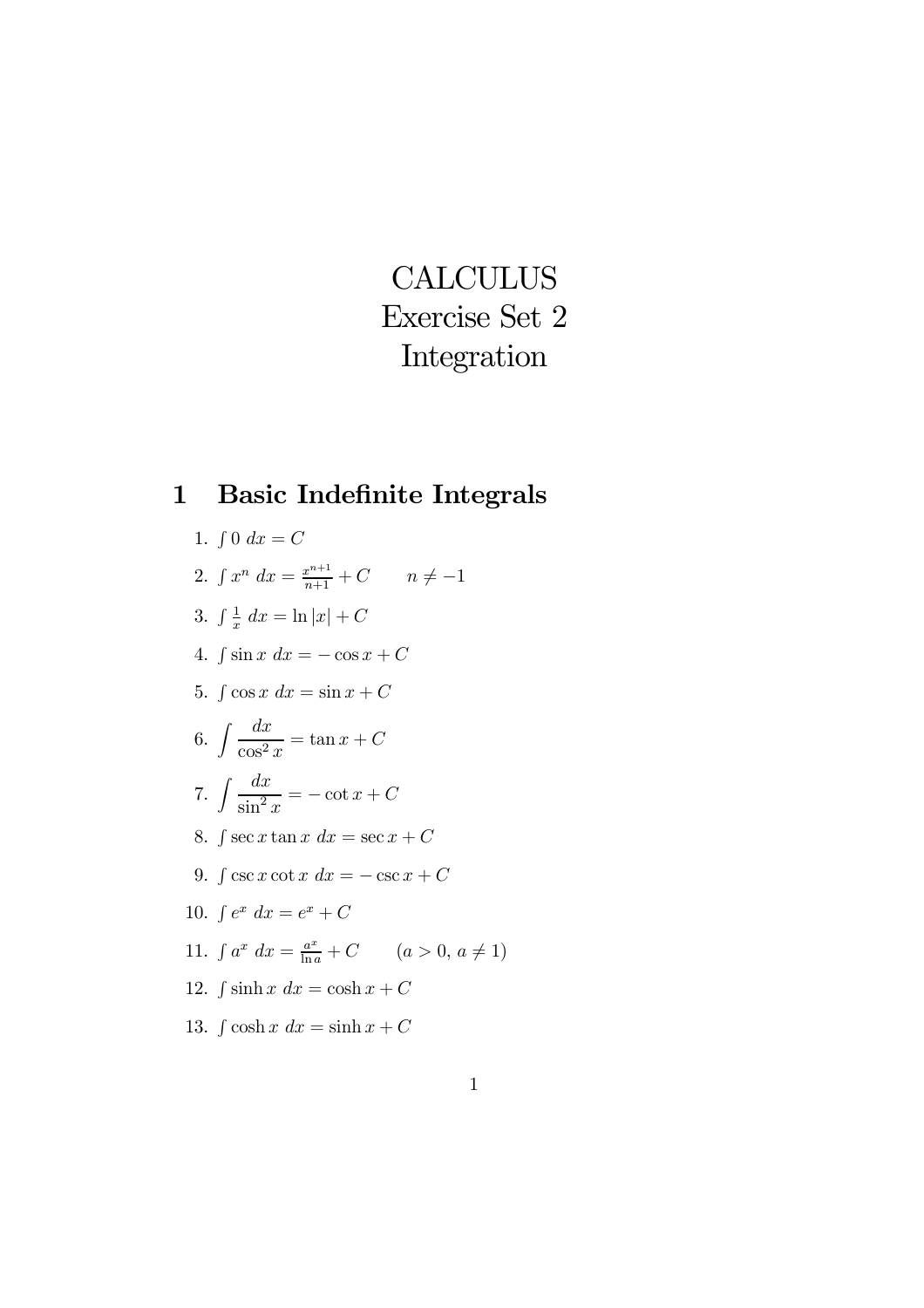# CALCULUS
# Exercise Set 2
# Integration

## 1 Basic Indefinite Integrals

1. $\int 0 \; dx = C$
2. $\int x^n \; dx = \frac{x^{n+1}}{n+1} + C \qquad n \neq -1$
3. $\int \frac{1}{x} \; dx = \ln|x| + C$
4. $\int \sin x \; dx = -\cos x + C$
5. $\int \cos x \; dx = \sin x + C$
6. $\displaystyle\int \frac{dx}{\cos^2 x} = \tan x + C$
7. $\displaystyle\int \frac{dx}{\sin^2 x} = -\cot x + C$
8. $\int \sec x \tan x \; dx = \sec x + C$
9. $\int \csc x \cot x \; dx = -\csc x + C$
10. $\int e^x \; dx = e^x + C$
11. $\int a^x \; dx = \frac{a^x}{\ln a} + C \qquad (a > 0, \, a \neq 1)$
12. $\int \sinh x \; dx = \cosh x + C$
13. $\int \cosh x \; dx = \sinh x + C$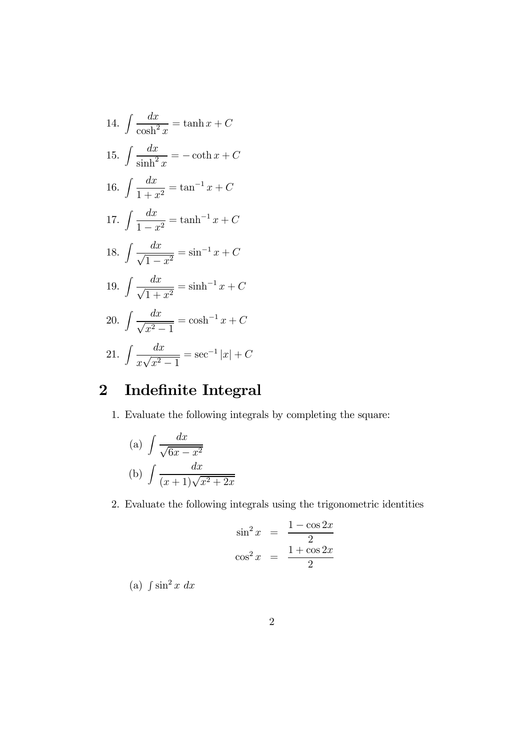14. $\displaystyle\int \frac{dx}{\cosh^2 x} = \tanh x + C$

15. $\displaystyle\int \frac{dx}{\sinh^2 x} = -\coth x + C$

16. $\displaystyle\int \frac{dx}{1+x^2} = \tan^{-1} x + C$

17. $\displaystyle\int \frac{dx}{1-x^2} = \tanh^{-1} x + C$

18. $\displaystyle\int \frac{dx}{\sqrt{1-x^2}} = \sin^{-1} x + C$

19. $\displaystyle\int \frac{dx}{\sqrt{1+x^2}} = \sinh^{-1} x + C$

20. $\displaystyle\int \frac{dx}{\sqrt{x^2-1}} = \cosh^{-1} x + C$

21. $\displaystyle\int \frac{dx}{x\sqrt{x^2-1}} = \sec^{-1} |x| + C$

# 2 Indefinite Integral

1. Evaluate the following integrals by completing the square:

   (a) $\displaystyle\int \frac{dx}{\sqrt{6x-x^2}}$

   (b) $\displaystyle\int \frac{dx}{(x+1)\sqrt{x^2+2x}}$

2. Evaluate the following integrals using the trigonometric identities

$$\begin{aligned} \sin^2 x &= \frac{1-\cos 2x}{2} \\ \cos^2 x &= \frac{1+\cos 2x}{2} \end{aligned}$$

   (a) $\int \sin^2 x \; dx$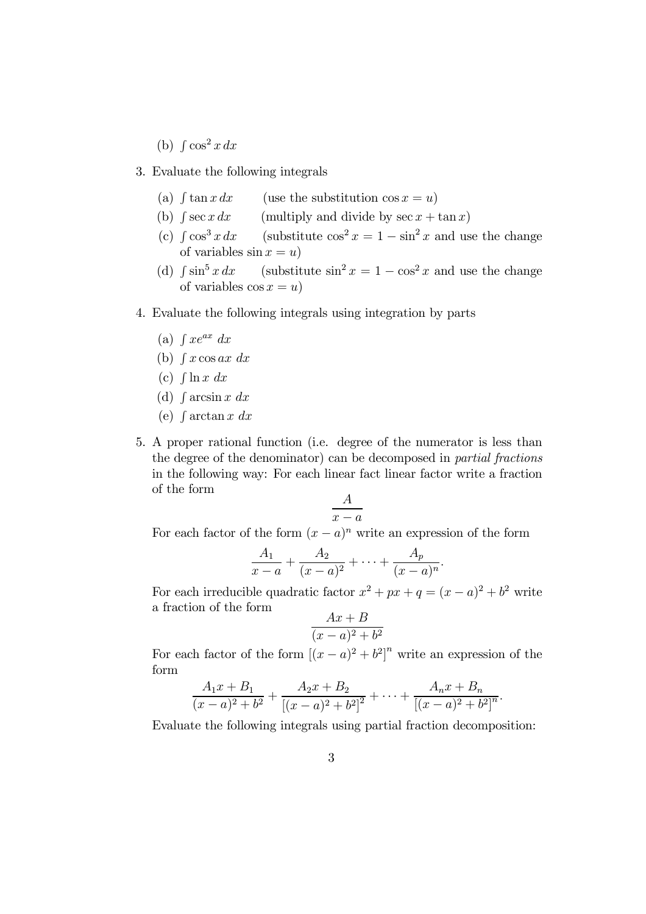(b) $\int \cos^2 x \, dx$

3. Evaluate the following integrals

   (a) $\int \tan x \, dx$ (use the substitution $\cos x = u$)

   (b) $\int \sec x \, dx$ (multiply and divide by $\sec x + \tan x$)

   (c) $\int \cos^3 x \, dx$ (substitute $\cos^2 x = 1 - \sin^2 x$ and use the change of variables $\sin x = u$)

   (d) $\int \sin^5 x \, dx$ (substitute $\sin^2 x = 1 - \cos^2 x$ and use the change of variables $\cos x = u$)

4. Evaluate the following integrals using integration by parts

   (a) $\int xe^{ax} \, dx$

   (b) $\int x \cos ax \, dx$

   (c) $\int \ln x \, dx$

   (d) $\int \arcsin x \, dx$

   (e) $\int \arctan x \, dx$

5. A proper rational function (i.e. degree of the numerator is less than the degree of the denominator) can be decomposed in *partial fractions* in the following way: For each linear fact linear factor write a fraction of the form

$$\frac{A}{x-a}$$

For each factor of the form $(x-a)^n$ write an expression of the form

$$\frac{A_1}{x-a} + \frac{A_2}{(x-a)^2} + \cdots + \frac{A_p}{(x-a)^n}.$$

For each irreducible quadratic factor $x^2 + px + q = (x-a)^2 + b^2$ write a fraction of the form

$$\frac{Ax+B}{(x-a)^2+b^2}$$

For each factor of the form $\left[(x-a)^2+b^2\right]^n$ write an expression of the form

$$\frac{A_1x+B_1}{(x-a)^2+b^2} + \frac{A_2x+B_2}{\left[(x-a)^2+b^2\right]^2} + \cdots + \frac{A_nx+B_n}{\left[(x-a)^2+b^2\right]^n}.$$

Evaluate the following integrals using partial fraction decomposition: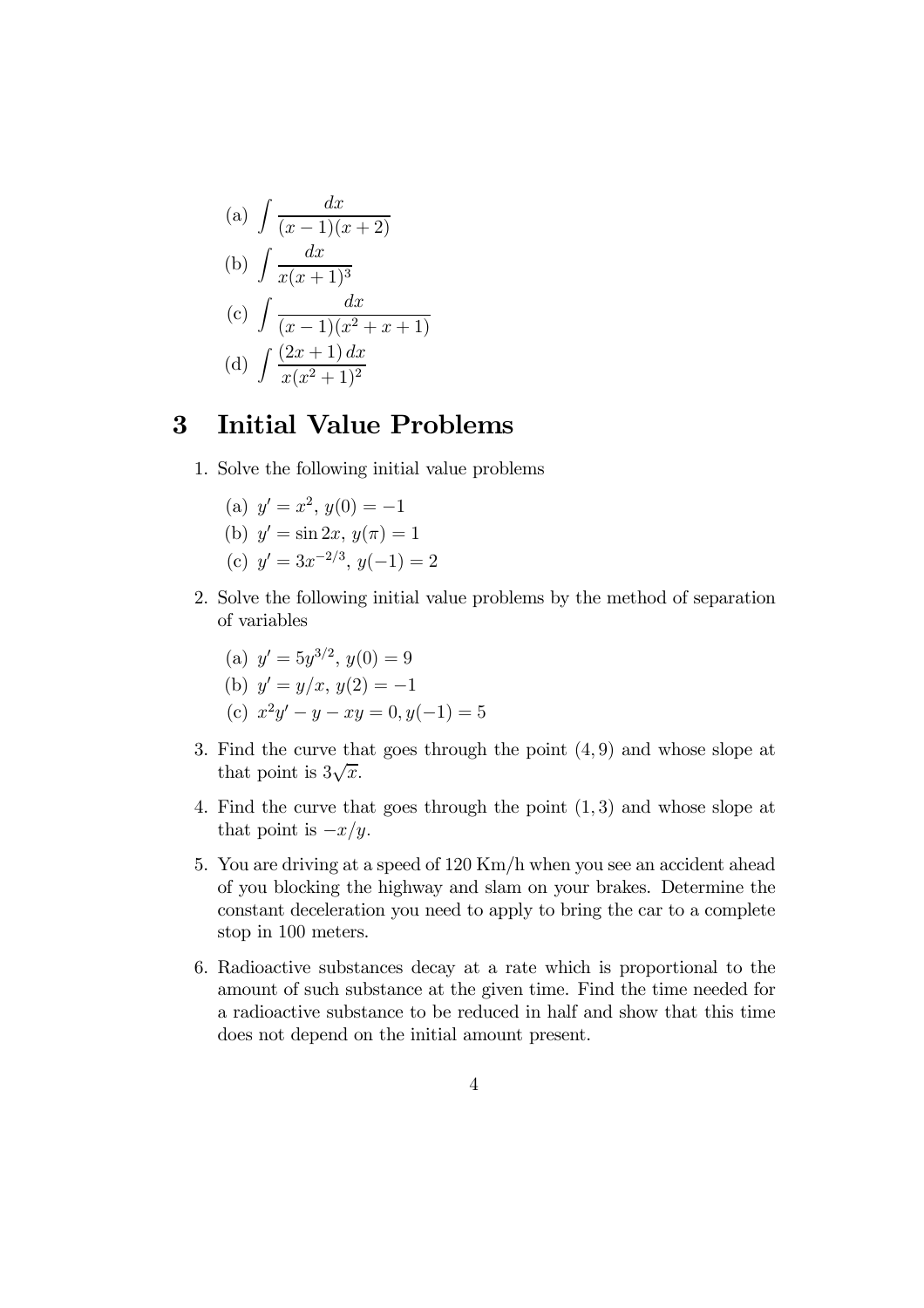(a) $\int \frac{dx}{(x-1)(x+2)}$

(b) $\int \frac{dx}{x(x+1)^3}$

(c) $\int \frac{dx}{(x-1)(x^2+x+1)}$

(d) $\int \frac{(2x+1)\,dx}{x(x^2+1)^2}$

# 3 Initial Value Problems

1. Solve the following initial value problems

   (a) $y' = x^2$, $y(0) = -1$

   (b) $y' = \sin 2x$, $y(\pi) = 1$

   (c) $y' = 3x^{-2/3}$, $y(-1) = 2$

2. Solve the following initial value problems by the method of separation of variables

   (a) $y' = 5y^{3/2}$, $y(0) = 9$

   (b) $y' = y/x$, $y(2) = -1$

   (c) $x^2y' - y - xy = 0, y(-1) = 5$

3. Find the curve that goes through the point $(4, 9)$ and whose slope at that point is $3\sqrt{x}$.

4. Find the curve that goes through the point $(1, 3)$ and whose slope at that point is $-x/y$.

5. You are driving at a speed of 120 Km/h when you see an accident ahead of you blocking the highway and slam on your brakes. Determine the constant deceleration you need to apply to bring the car to a complete stop in 100 meters.

6. Radioactive substances decay at a rate which is proportional to the amount of such substance at the given time. Find the time needed for a radioactive substance to be reduced in half and show that this time does not depend on the initial amount present.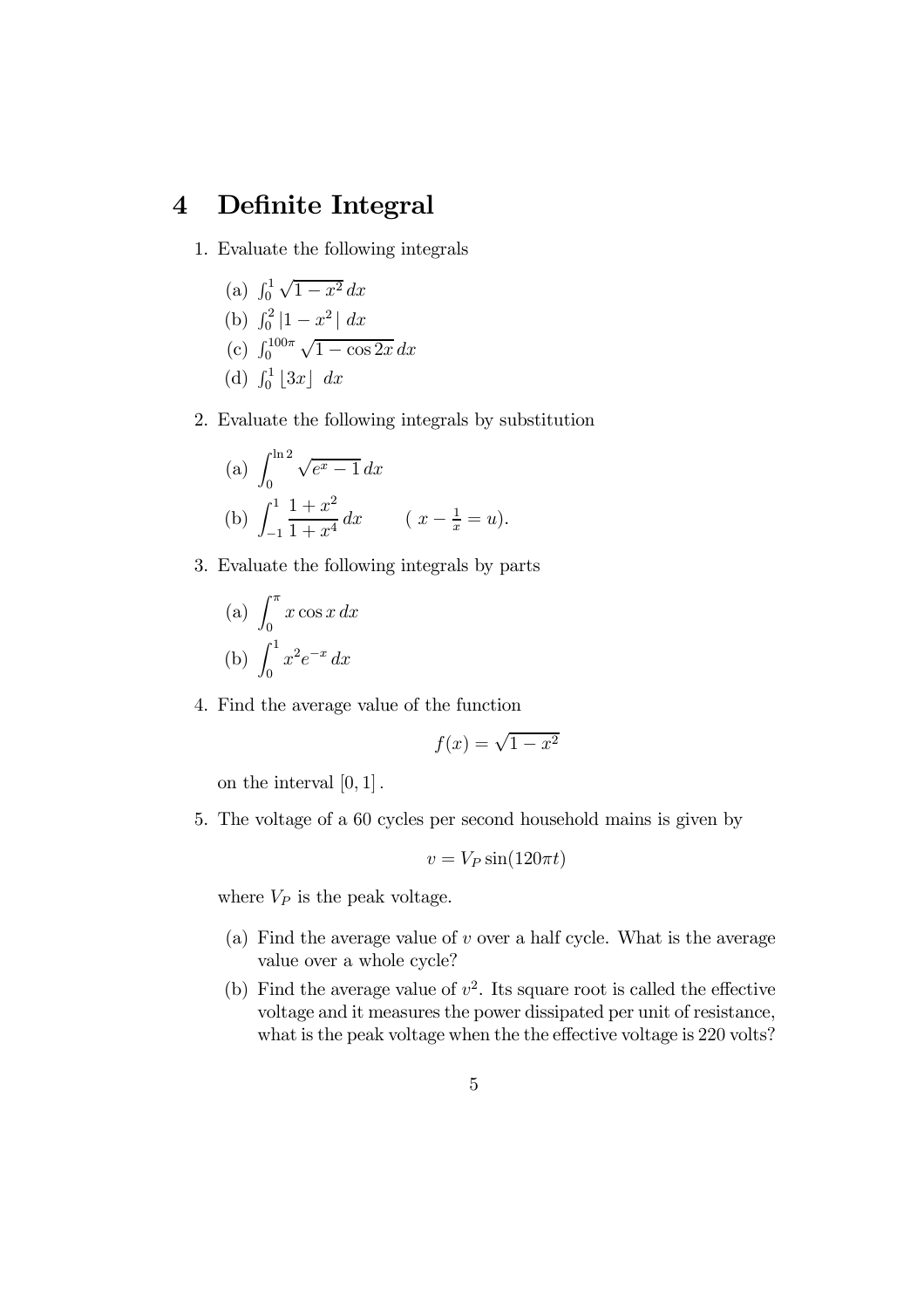# 4 Definite Integral

1. Evaluate the following integrals

   (a) $\int_0^1 \sqrt{1-x^2}\, dx$

   (b) $\int_0^2 |1-x^2|\, dx$

   (c) $\int_0^{100\pi} \sqrt{1-\cos 2x}\, dx$

   (d) $\int_0^1 \lfloor 3x \rfloor\, dx$

2. Evaluate the following integrals by substitution

   (a) $\displaystyle\int_0^{\ln 2} \sqrt{e^x - 1}\, dx$

   (b) $\displaystyle\int_{-1}^{1} \frac{1+x^2}{1+x^4}\, dx \qquad ( x - \frac{1}{x} = u).$

3. Evaluate the following integrals by parts

   (a) $\displaystyle\int_0^{\pi} x \cos x\, dx$

   (b) $\displaystyle\int_0^{1} x^2 e^{-x}\, dx$

4. Find the average value of the function

$$f(x) = \sqrt{1-x^2}$$

   on the interval $[0, 1]$.

5. The voltage of a 60 cycles per second household mains is given by

$$v = V_P \sin(120\pi t)$$

   where $V_P$ is the peak voltage.

   (a) Find the average value of $v$ over a half cycle. What is the average value over a whole cycle?

   (b) Find the average value of $v^2$. Its square root is called the effective voltage and it measures the power dissipated per unit of resistance, what is the peak voltage when the the effective voltage is 220 volts?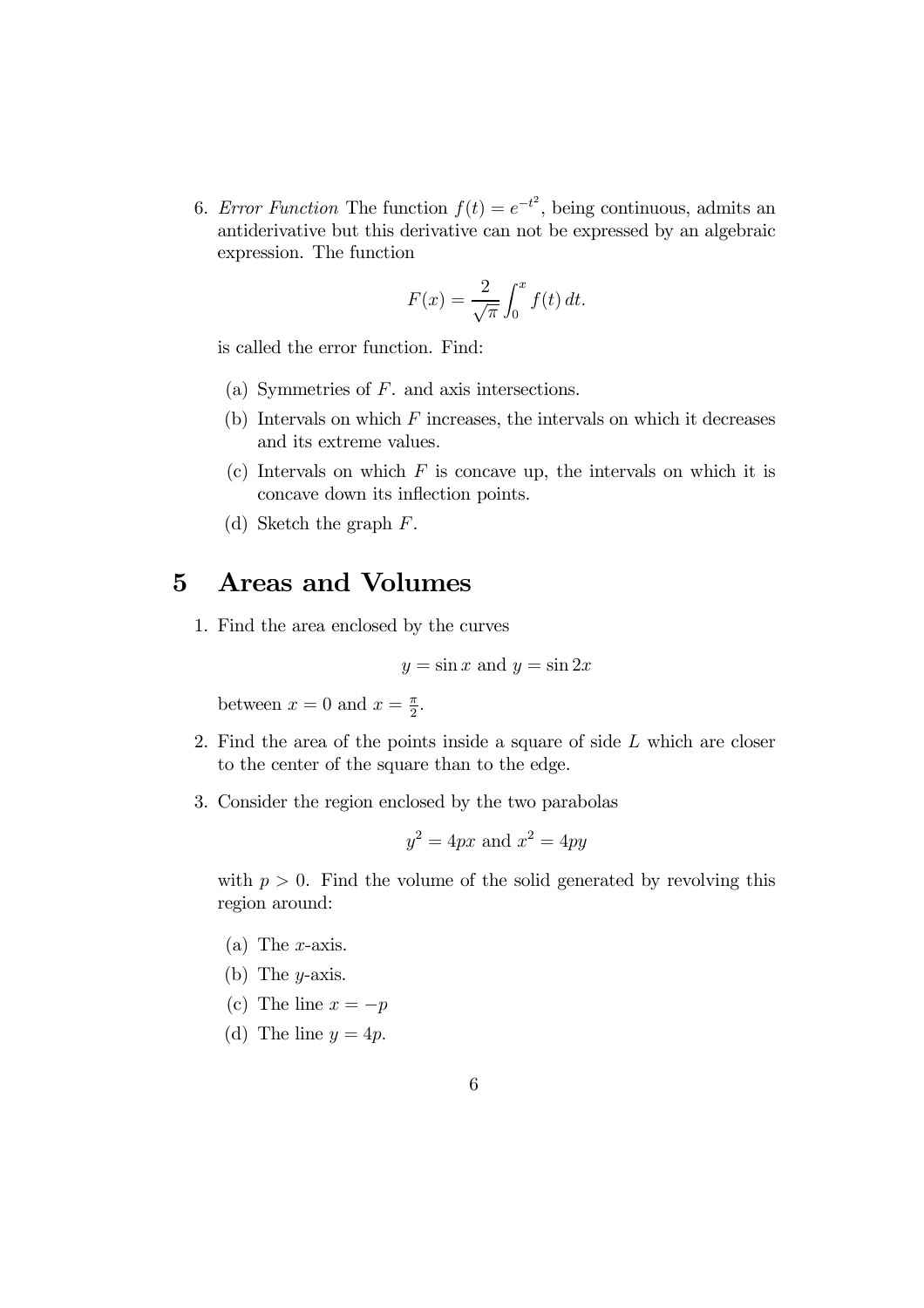6. *Error Function* The function $f(t) = e^{-t^2}$, being continuous, admits an antiderivative but this derivative can not be expressed by an algebraic expression. The function

$$F(x) = \frac{2}{\sqrt{\pi}} \int_0^x f(t)\, dt.$$

is called the error function. Find:

   (a) Symmetries of $F$. and axis intersections.

   (b) Intervals on which $F$ increases, the intervals on which it decreases and its extreme values.

   (c) Intervals on which $F$ is concave up, the intervals on which it is concave down its inflection points.

   (d) Sketch the graph $F$.

# 5 Areas and Volumes

1. Find the area enclosed by the curves

$$y = \sin x \text{ and } y = \sin 2x$$

between $x = 0$ and $x = \frac{\pi}{2}$.

2. Find the area of the points inside a square of side $L$ which are closer to the center of the square than to the edge.

3. Consider the region enclosed by the two parabolas

$$y^2 = 4px \text{ and } x^2 = 4py$$

with $p > 0$. Find the volume of the solid generated by revolving this region around:

   (a) The $x$-axis.

   (b) The $y$-axis.

   (c) The line $x = -p$

   (d) The line $y = 4p$.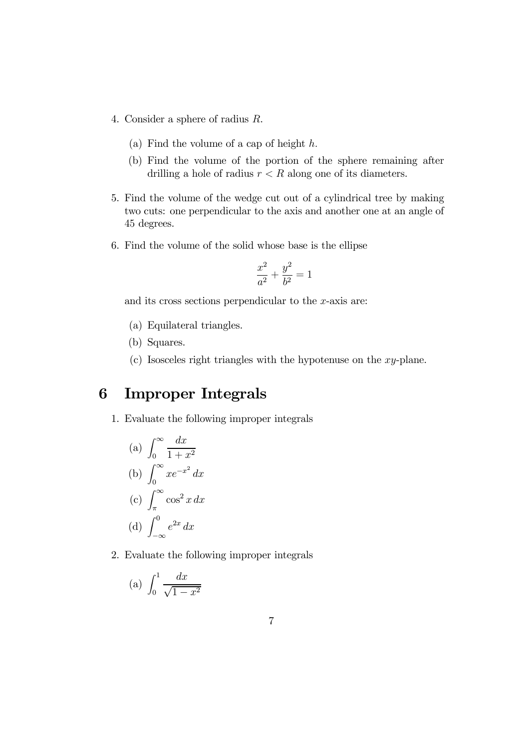4. Consider a sphere of radius $R$.

   (a) Find the volume of a cap of height $h$.

   (b) Find the volume of the portion of the sphere remaining after drilling a hole of radius $r < R$ along one of its diameters.

5. Find the volume of the wedge cut out of a cylindrical tree by making two cuts: one perpendicular to the axis and another one at an angle of 45 degrees.

6. Find the volume of the solid whose base is the ellipse

$$\frac{x^2}{a^2} + \frac{y^2}{b^2} = 1$$

   and its cross sections perpendicular to the $x$-axis are:

   (a) Equilateral triangles.

   (b) Squares.

   (c) Isosceles right triangles with the hypotenuse on the $xy$-plane.

# 6 Improper Integrals

1. Evaluate the following improper integrals

   (a) $\displaystyle\int_0^\infty \frac{dx}{1+x^2}$

   (b) $\displaystyle\int_0^\infty xe^{-x^2}\, dx$

   (c) $\displaystyle\int_\pi^\infty \cos^2 x\, dx$

   (d) $\displaystyle\int_{-\infty}^0 e^{2x}\, dx$

2. Evaluate the following improper integrals

   (a) $\displaystyle\int_0^1 \frac{dx}{\sqrt{1-x^2}}$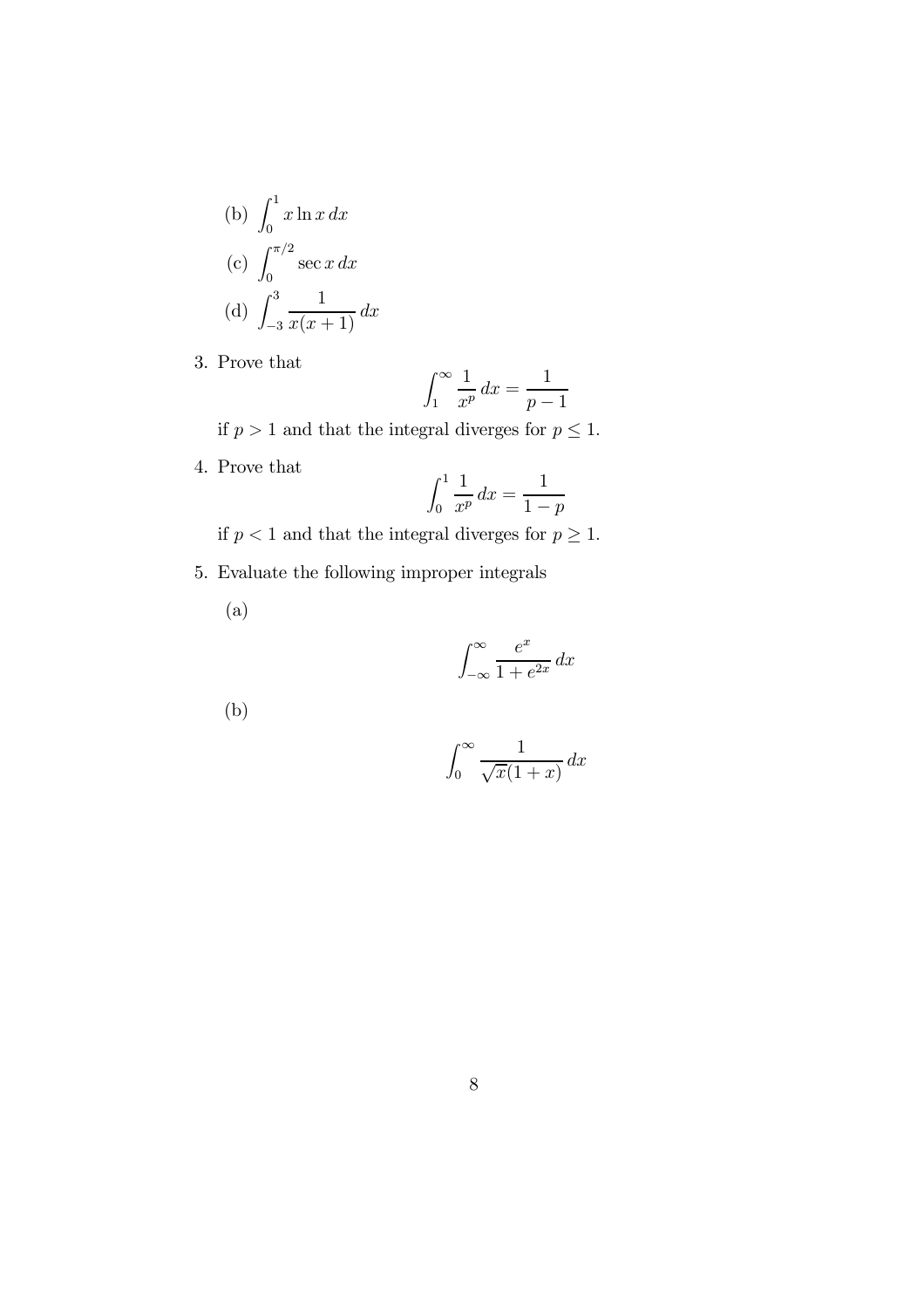(b) $\int_0^1 x \ln x \, dx$

(c) $\int_0^{\pi/2} \sec x \, dx$

(d) $\int_{-3}^{3} \frac{1}{x(x+1)} \, dx$

3. Prove that
$$\int_1^\infty \frac{1}{x^p} \, dx = \frac{1}{p-1}$$
if $p > 1$ and that the integral diverges for $p \leq 1$.

4. Prove that
$$\int_0^1 \frac{1}{x^p} \, dx = \frac{1}{1-p}$$
if $p < 1$ and that the integral diverges for $p \geq 1$.

5. Evaluate the following improper integrals

   (a)
$$\int_{-\infty}^{\infty} \frac{e^x}{1+e^{2x}} \, dx$$

   (b)
$$\int_0^\infty \frac{1}{\sqrt{x}(1+x)} \, dx$$